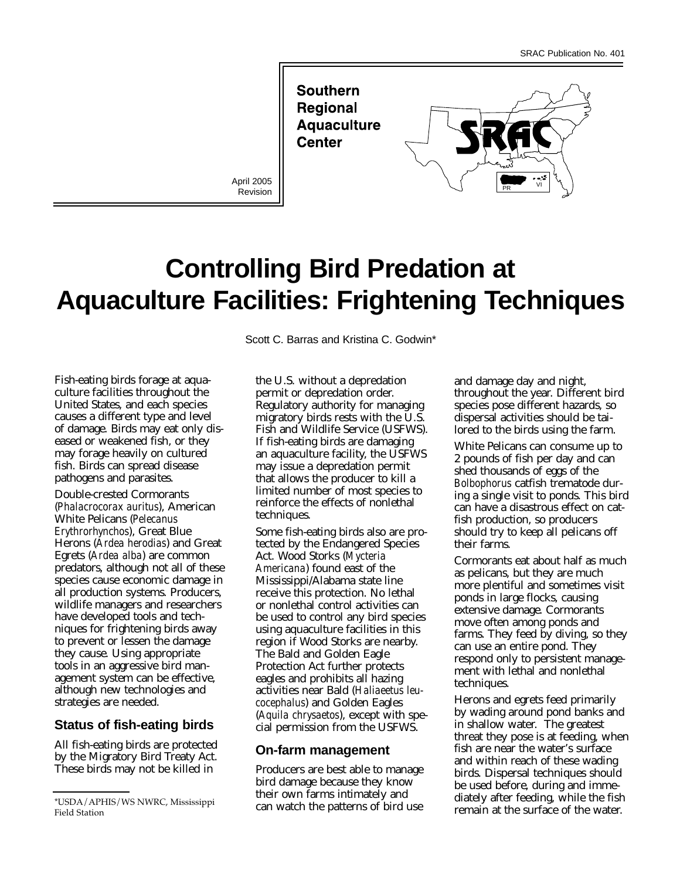SRAC Publication No. 401

**Southern Regional Aquaculture Center**

April 2005 Revision

# Controlling Bird Predation at Aquaculture Facilities: Frightening Techniques

Scott C. Barras and Kristina C. Godwin*

Fish-eating birds forage at aquaculture facilities throughout the United States, and each species causes a different type and level of damage. Birds may eat only diseased or weakened fish, or they may forage heavily on cultured fish. Birds can spread disease pathogens and parasites.

Double-crested Cormorants (*Phalacrocorax auritus*), American White Pelicans (*Pelecanus Erythrorhynchos*), Great Blue Herons (*Ardea herodias*) and Great Egrets (*Ardea alba*) are common predators, although not all of these species cause economic damage in all production systems. Producers, wildlife managers and researchers have developed tools and techniques for frightening birds away to prevent or lessen the damage they cause. Using appropriate tools in an aggressive bird management system can be effective, although new technologies and strategies are needed.

## Status of fish-eating birds

All fish-eating birds are protected by the Migratory Bird Treaty Act. These birds may not be killed in the U.S. without a depredation permit or depredation order. Regulatory authority for managing migratory birds rests with the U.S. Fish and Wildlife Service (USFWS). If fish-eating birds are damaging an aquaculture facility, the USFWS may issue a depredation permit that allows the producer to kill a limited number of most species to reinforce the effects of nonlethal techniques.

Some fish-eating birds also are protected by the Endangered Species Act. Wood Storks (*Mycteria Americana*) found east of the Mississippi/Alabama state line receive this protection. No lethal or nonlethal control activities can be used to control any bird species using aquaculture facilities in this region if Wood Storks are nearby. The Bald and Golden Eagle Protection Act further protects eagles and prohibits all hazing activities near Bald (*Haliaeetus leucocephalus*) and Golden Eagles (*Aquila chrysaetos*), except with special permission from the USFWS.

## On-farm management

Producers are best able to manage bird damage because they know their own farms intimately and can watch the patterns of bird use and damage day and night, throughout the year. Different bird species pose different hazards, so dispersal activities should be tailored to the birds using the farm.

White Pelicans can consume up to 2 pounds of fish per day and can shed thousands of eggs of the *Bolbophorus* catfish trematode during a single visit to ponds. This bird can have a disastrous effect on catfish production, so producers should try to keep all pelicans off their farms.

Cormorants eat about half as much as pelicans, but they are much more plentiful and sometimes visit ponds in large flocks, causing extensive damage. Cormorants move often among ponds and farms. They feed by diving, so they can use an entire pond. They respond only to persistent management with lethal and nonlethal techniques.

Herons and egrets feed primarily by wading around pond banks and in shallow water. The greatest threat they pose is at feeding, when fish are near the water's surface and within reach of these wading birds. Dispersal techniques should be used before, during and immediately after feeding, while the fish remain at the surface of the water.

\*USDA/APHIS/WS NWRC, Mississippi Field Station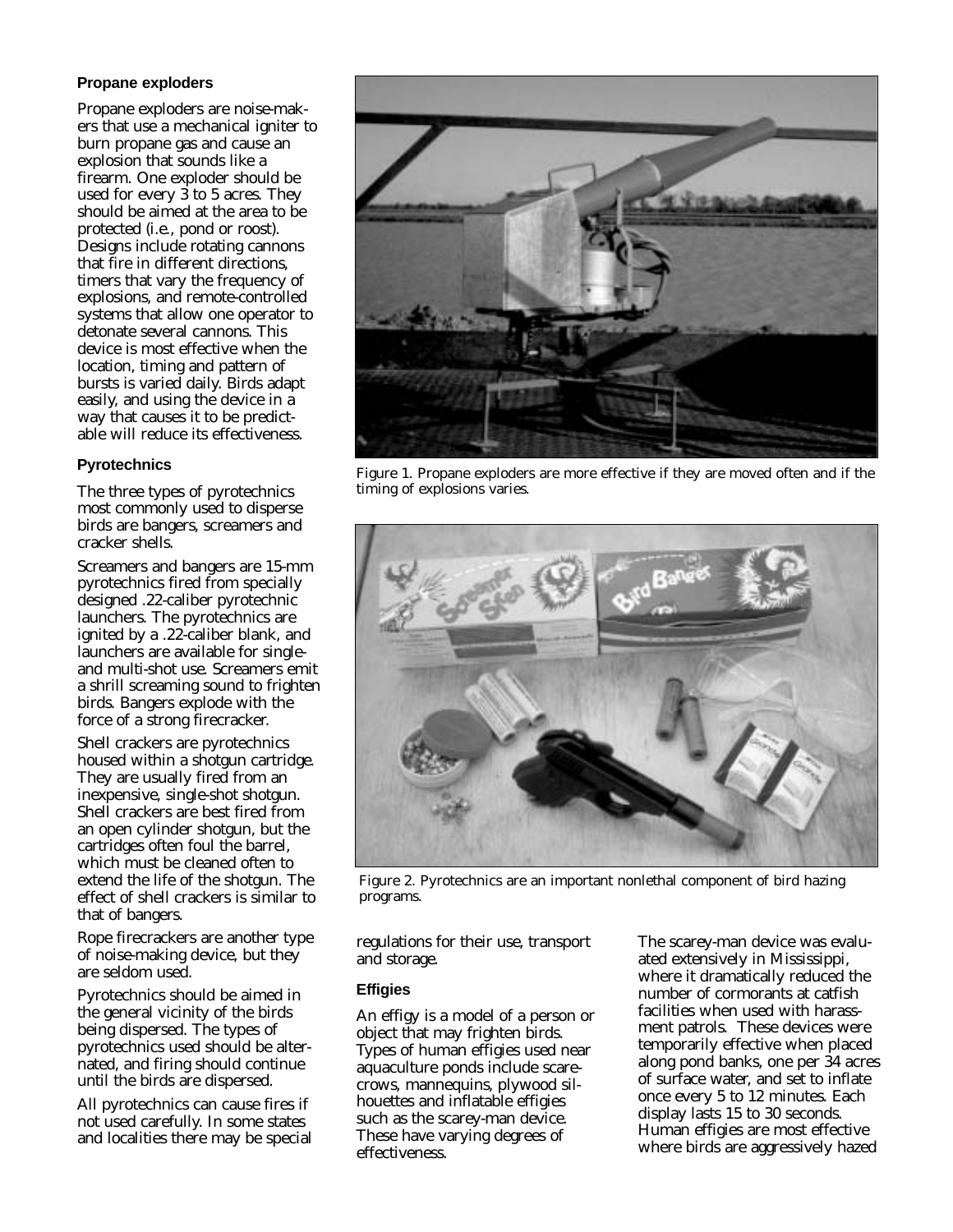### Propane exploders

Propane exploders are noise-makers that use a mechanical igniter to burn propane gas and cause an explosion that sounds like a firearm. One exploder should be used for every 3 to 5 acres. They should be aimed at the area to be protected (i.e., pond or roost). Designs include rotating cannons that fire in different directions, timers that vary the frequency of explosions, and remote-controlled systems that allow one operator to detonate several cannons. This device is most effective when the location, timing and pattern of bursts is varied daily. Birds adapt easily, and using the device in a way that causes it to be predictable will reduce its effectiveness.

Figure 1. Propane exploders are more effective if they are moved often and if the timing of explosions varies.

### Pyrotechnics

The three types of pyrotechnics most commonly used to disperse birds are bangers, screamers and cracker shells.

Screamers and bangers are 15-mm pyrotechnics fired from specially designed .22-caliber pyrotechnic launchers. The pyrotechnics are ignited by a .22-caliber blank, and launchers are available for single- and multi-shot use. Screamers emit a shrill screaming sound to frighten birds. Bangers explode with the force of a strong firecracker.

Shell crackers are pyrotechnics housed within a shotgun cartridge. They are usually fired from an inexpensive, single-shot shotgun. Shell crackers are best fired from an open cylinder shotgun, but the cartridges often foul the barrel, which must be cleaned often to extend the life of the shotgun. The effect of shell crackers is similar to that of bangers.

Rope firecrackers are another type of noise-making device, but they are seldom used.

Pyrotechnics should be aimed in the general vicinity of the birds being dispersed. The types of pyrotechnics used should be alternated, and firing should continue until the birds are dispersed.

All pyrotechnics can cause fires if not used carefully. In some states and localities there may be special regulations for their use, transport and storage.

Figure 2. Pyrotechnics are an important nonlethal component of bird hazing programs.

### Effigies

An effigy is a model of a person or object that may frighten birds. Types of human effigies used near aquaculture ponds include scarecrows, mannequins, plywood silhouettes and inflatable effigies such as the scarey-man device. These have varying degrees of effectiveness.

The scarey-man device was evaluated extensively in Mississippi, where it dramatically reduced the number of cormorants at catfish facilities when used with harassment patrols. These devices were temporarily effective when placed along pond banks, one per 34 acres of surface water, and set to inflate once every 5 to 12 minutes. Each display lasts 15 to 30 seconds. Human effigies are most effective where birds are aggressively hazed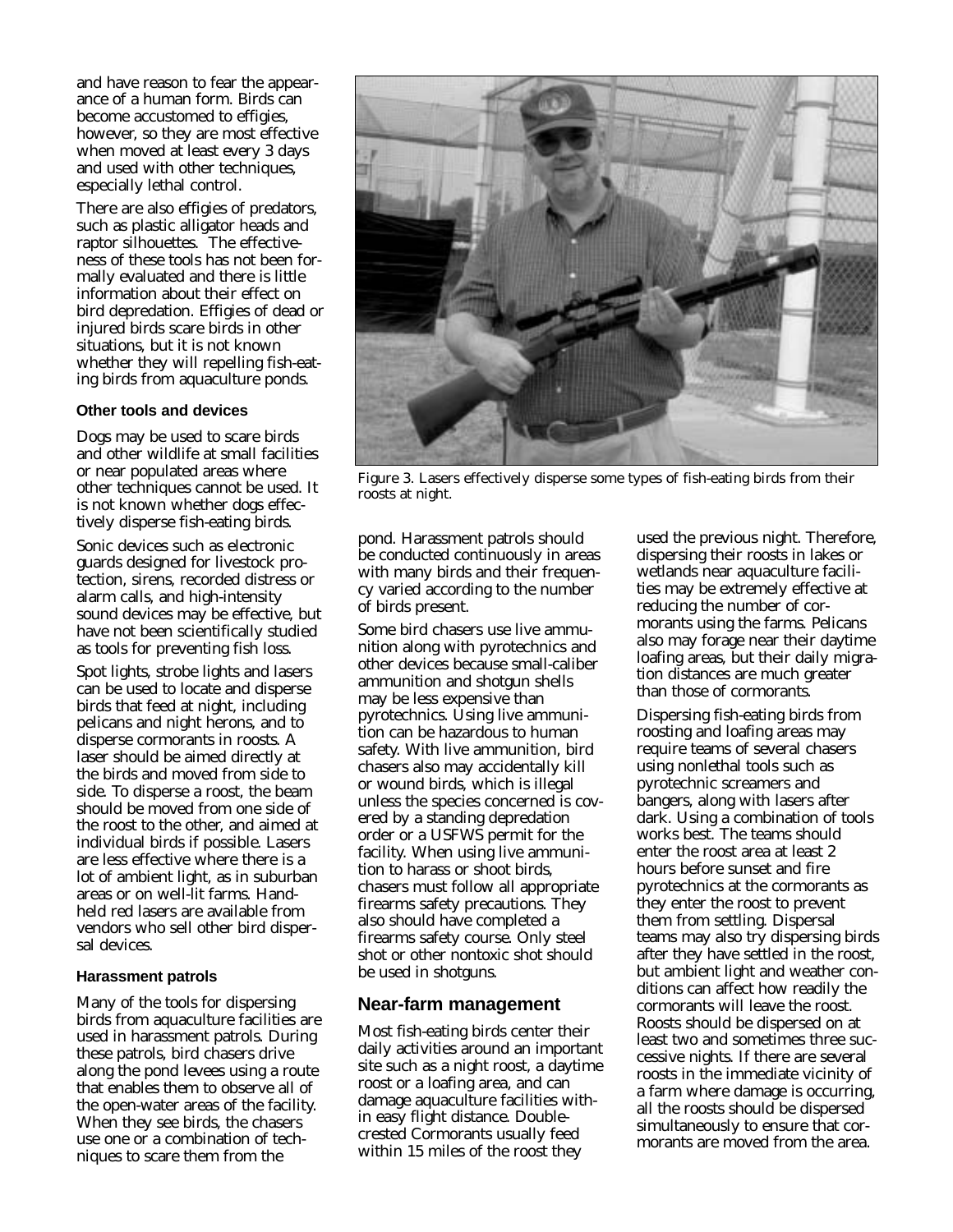and have reason to fear the appearance of a human form. Birds can become accustomed to effigies, however, so they are most effective when moved at least every 3 days and used with other techniques, especially lethal control.

There are also effigies of predators, such as plastic alligator heads and raptor silhouettes. The effectiveness of these tools has not been formally evaluated and there is little information about their effect on bird depredation. Effigies of dead or injured birds scare birds in other situations, but it is not known whether they will repelling fish-eating birds from aquaculture ponds.

#### Other tools and devices

Dogs may be used to scare birds and other wildlife at small facilities or near populated areas where other techniques cannot be used. It is not known whether dogs effectively disperse fish-eating birds.

Sonic devices such as electronic guards designed for livestock protection, sirens, recorded distress or alarm calls, and high-intensity sound devices may be effective, but have not been scientifically studied as tools for preventing fish loss.

Spot lights, strobe lights and lasers can be used to locate and disperse birds that feed at night, including pelicans and night herons, and to disperse cormorants in roosts. A laser should be aimed directly at the birds and moved from side to side. To disperse a roost, the beam should be moved from one side of the roost to the other, and aimed at individual birds if possible. Lasers are less effective where there is a lot of ambient light, as in suburban areas or on well-lit farms. Handheld red lasers are available from vendors who sell other bird dispersal devices.

#### Harassment patrols

Many of the tools for dispersing birds from aquaculture facilities are used in harassment patrols. During these patrols, bird chasers drive along the pond levees using a route that enables them to observe all of the open-water areas of the facility. When they see birds, the chasers use one or a combination of techniques to scare them from the pond. Harassment patrols should be conducted continuously in areas with many birds and their frequency varied according to the number of birds present.

Figure 3. Lasers effectively disperse some types of fish-eating birds from their roosts at night.

Some bird chasers use live ammunition along with pyrotechnics and other devices because small-caliber ammunition and shotgun shells may be less expensive than pyrotechnics. Using live ammunition can be hazardous to human safety. With live ammunition, bird chasers also may accidentally kill or wound birds, which is illegal unless the species concerned is covered by a standing depredation order or a USFWS permit for the facility. When using live ammunition to harass or shoot birds, chasers must follow all appropriate firearms safety precautions. They also should have completed a firearms safety course. Only steel shot or other nontoxic shot should be used in shotguns.

### Near-farm management

Most fish-eating birds center their daily activities around an important site such as a night roost, a daytime roost or a loafing area, and can damage aquaculture facilities within easy flight distance. Double-crested Cormorants usually feed within 15 miles of the roost they used the previous night. Therefore, dispersing their roosts in lakes or wetlands near aquaculture facilities may be extremely effective at reducing the number of cormorants using the farms. Pelicans also may forage near their daytime loafing areas, but their daily migration distances are much greater than those of cormorants.

Dispersing fish-eating birds from roosting and loafing areas may require teams of several chasers using nonlethal tools such as pyrotechnic screamers and bangers, along with lasers after dark. Using a combination of tools works best. The teams should enter the roost area at least 2 hours before sunset and fire pyrotechnics at the cormorants as they enter the roost to prevent them from settling. Dispersal teams may also try dispersing birds after they have settled in the roost, but ambient light and weather conditions can affect how readily the cormorants will leave the roost. Roosts should be dispersed on at least two and sometimes three successive nights. If there are several roosts in the immediate vicinity of a farm where damage is occurring, all the roosts should be dispersed simultaneously to ensure that cormorants are moved from the area.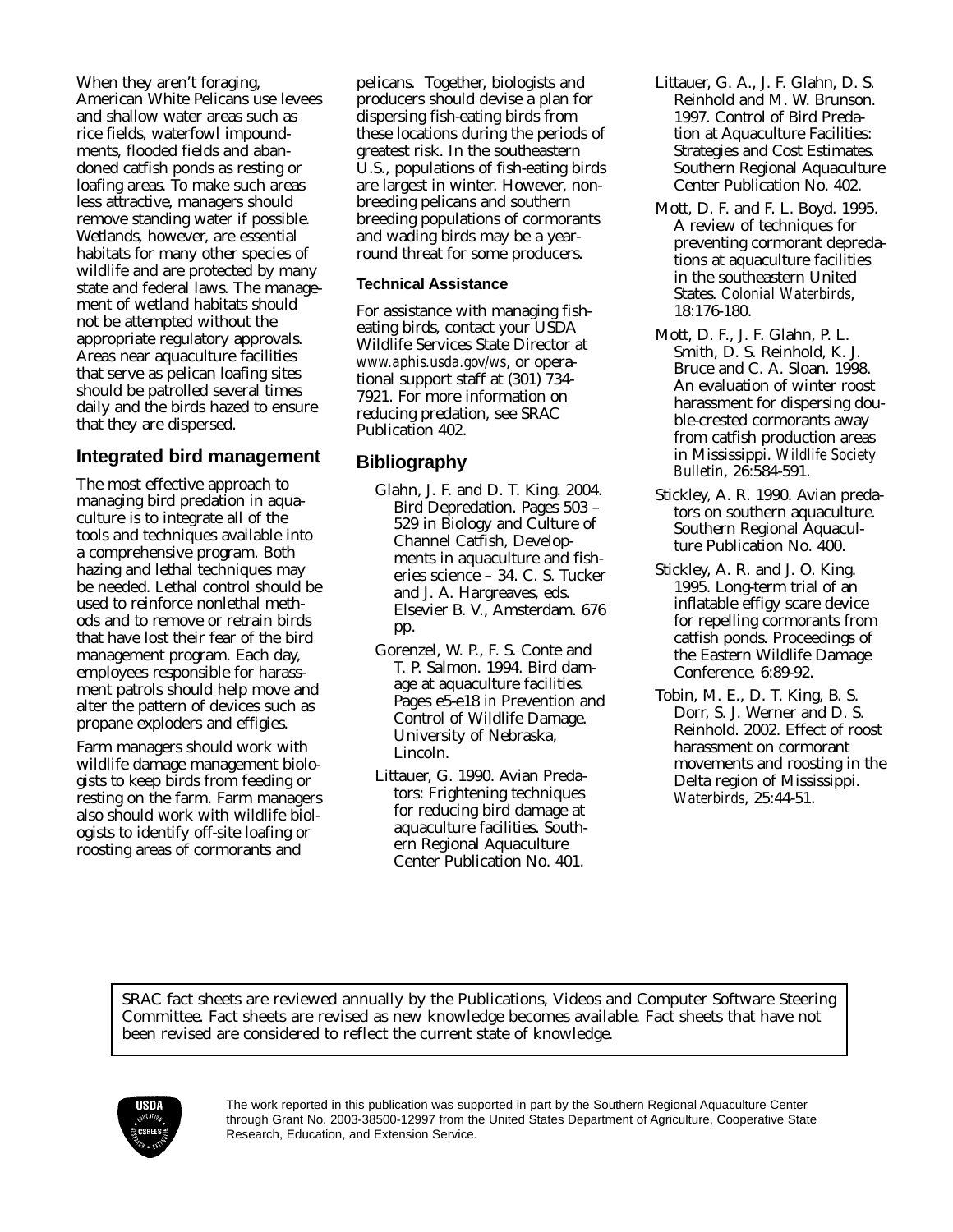When they aren't foraging, American White Pelicans use levees and shallow water areas such as rice fields, waterfowl impoundments, flooded fields and abandoned catfish ponds as resting or loafing areas. To make such areas less attractive, managers should remove standing water if possible. Wetlands, however, are essential habitats for many other species of wildlife and are protected by many state and federal laws. The management of wetland habitats should not be attempted without the appropriate regulatory approvals. Areas near aquaculture facilities that serve as pelican loafing sites should be patrolled several times daily and the birds hazed to ensure that they are dispersed.

## Integrated bird management

The most effective approach to managing bird predation in aquaculture is to integrate all of the tools and techniques available into a comprehensive program. Both hazing and lethal techniques may be needed. Lethal control should be used to reinforce nonlethal methods and to remove or retrain birds that have lost their fear of the bird management program. Each day, employees responsible for harassment patrols should help move and alter the pattern of devices such as propane exploders and effigies.

Farm managers should work with wildlife damage management biologists to keep birds from feeding or resting on the farm. Farm managers also should work with wildlife biologists to identify off-site loafing or roosting areas of cormorants and pelicans. Together, biologists and producers should devise a plan for dispersing fish-eating birds from these locations during the periods of greatest risk. In the southeastern U.S., populations of fish-eating birds are largest in winter. However, nonbreeding pelicans and southern breeding populations of cormorants and wading birds may be a year-round threat for some producers.

### Technical Assistance

For assistance with managing fish-eating birds, contact your USDA Wildlife Services State Director at *www.aphis.usda.gov/ws*, or operational support staff at (301) 734-7921. For more information on reducing predation, see SRAC Publication 402.

## Bibliography

Glahn, J. F. and D. T. King. 2004. Bird Depredation. Pages 503 – 529 in Biology and Culture of Channel Catfish, Developments in aquaculture and fisheries science – 34. C. S. Tucker and J. A. Hargreaves, eds. Elsevier B. V., Amsterdam. 676 pp.

Gorenzel, W. P., F. S. Conte and T. P. Salmon. 1994. Bird damage at aquaculture facilities. Pages e5-e18 *in* Prevention and Control of Wildlife Damage. University of Nebraska, Lincoln.

Littauer, G. 1990. Avian Predators: Frightening techniques for reducing bird damage at aquaculture facilities. Southern Regional Aquaculture Center Publication No. 401.

Littauer, G. A., J. F. Glahn, D. S. Reinhold and M. W. Brunson. 1997. Control of Bird Predation at Aquaculture Facilities: Strategies and Cost Estimates. Southern Regional Aquaculture Center Publication No. 402.

Mott, D. F. and F. L. Boyd. 1995. A review of techniques for preventing cormorant depredations at aquaculture facilities in the southeastern United States. *Colonial Waterbirds*, 18:176-180.

Mott, D. F., J. F. Glahn, P. L. Smith, D. S. Reinhold, K. J. Bruce and C. A. Sloan. 1998. An evaluation of winter roost harassment for dispersing double-crested cormorants away from catfish production areas in Mississippi. *Wildlife Society Bulletin*, 26:584-591.

Stickley, A. R. 1990. Avian predators on southern aquaculture. Southern Regional Aquaculture Publication No. 400.

Stickley, A. R. and J. O. King. 1995. Long-term trial of an inflatable effigy scare device for repelling cormorants from catfish ponds. Proceedings of the Eastern Wildlife Damage Conference, 6:89-92.

Tobin, M. E., D. T. King, B. S. Dorr, S. J. Werner and D. S. Reinhold. 2002. Effect of roost harassment on cormorant movements and roosting in the Delta region of Mississippi. *Waterbirds*, 25:44-51.

SRAC fact sheets are reviewed annually by the Publications, Videos and Computer Software Steering Committee. Fact sheets are revised as new knowledge becomes available. Fact sheets that have not been revised are considered to reflect the current state of knowledge.

The work reported in this publication was supported in part by the Southern Regional Aquaculture Center through Grant No. 2003-38500-12997 from the United States Department of Agriculture, Cooperative State Research, Education, and Extension Service.